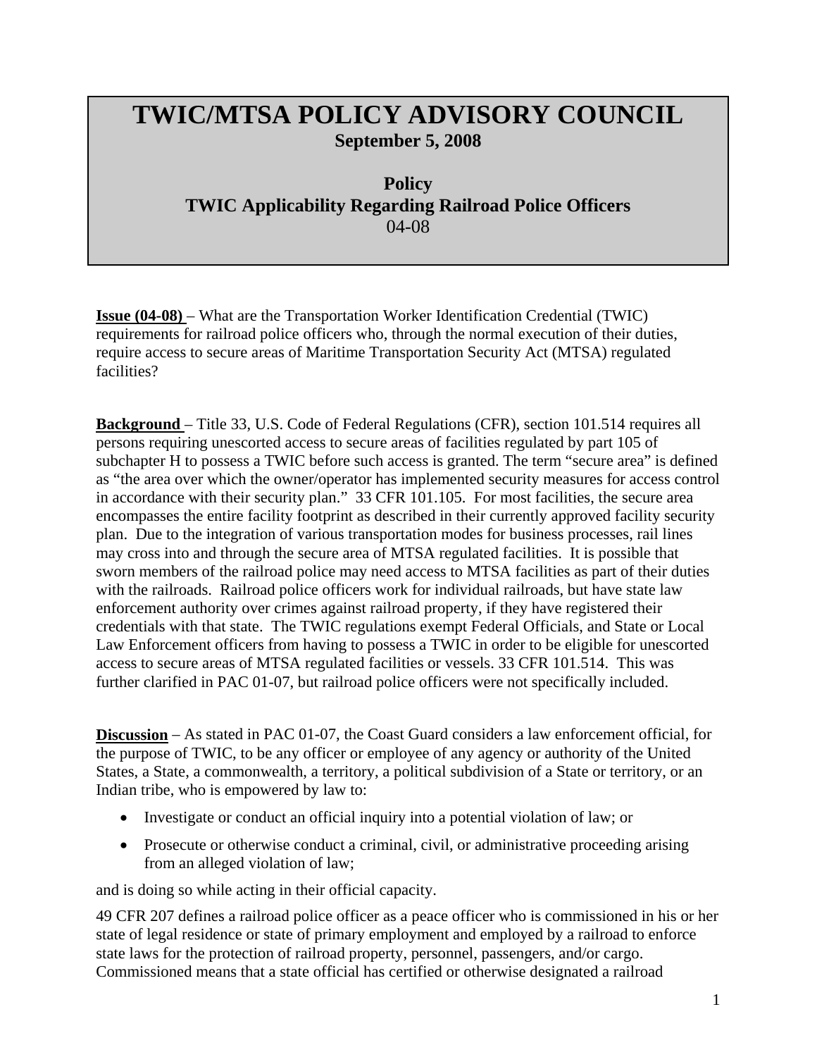# TWIC/MTSA POLICY ADVISORY COUNCIL

**September 5, 2008**

## Policy
## TWIC Applicability Regarding Railroad Police Officers

04-08

**Issue (04-08)** – What are the Transportation Worker Identification Credential (TWIC) requirements for railroad police officers who, through the normal execution of their duties, require access to secure areas of Maritime Transportation Security Act (MTSA) regulated facilities?

**Background** – Title 33, U.S. Code of Federal Regulations (CFR), section 101.514 requires all persons requiring unescorted access to secure areas of facilities regulated by part 105 of subchapter H to possess a TWIC before such access is granted. The term "secure area" is defined as "the area over which the owner/operator has implemented security measures for access control in accordance with their security plan." 33 CFR 101.105. For most facilities, the secure area encompasses the entire facility footprint as described in their currently approved facility security plan. Due to the integration of various transportation modes for business processes, rail lines may cross into and through the secure area of MTSA regulated facilities. It is possible that sworn members of the railroad police may need access to MTSA facilities as part of their duties with the railroads. Railroad police officers work for individual railroads, but have state law enforcement authority over crimes against railroad property, if they have registered their credentials with that state. The TWIC regulations exempt Federal Officials, and State or Local Law Enforcement officers from having to possess a TWIC in order to be eligible for unescorted access to secure areas of MTSA regulated facilities or vessels. 33 CFR 101.514. This was further clarified in PAC 01-07, but railroad police officers were not specifically included.

**Discussion** – As stated in PAC 01-07, the Coast Guard considers a law enforcement official, for the purpose of TWIC, to be any officer or employee of any agency or authority of the United States, a State, a commonwealth, a territory, a political subdivision of a State or territory, or an Indian tribe, who is empowered by law to:

- Investigate or conduct an official inquiry into a potential violation of law; or
- Prosecute or otherwise conduct a criminal, civil, or administrative proceeding arising from an alleged violation of law;

and is doing so while acting in their official capacity.

49 CFR 207 defines a railroad police officer as a peace officer who is commissioned in his or her state of legal residence or state of primary employment and employed by a railroad to enforce state laws for the protection of railroad property, personnel, passengers, and/or cargo. Commissioned means that a state official has certified or otherwise designated a railroad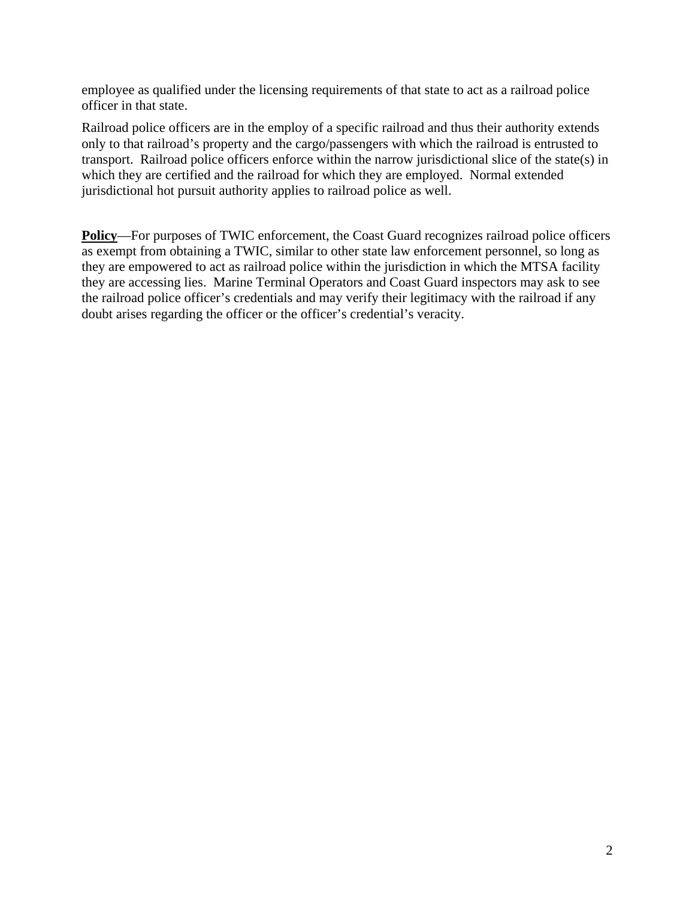employee as qualified under the licensing requirements of that state to act as a railroad police officer in that state.

Railroad police officers are in the employ of a specific railroad and thus their authority extends only to that railroad's property and the cargo/passengers with which the railroad is entrusted to transport. Railroad police officers enforce within the narrow jurisdictional slice of the state(s) in which they are certified and the railroad for which they are employed. Normal extended jurisdictional hot pursuit authority applies to railroad police as well.

**Policy**—For purposes of TWIC enforcement, the Coast Guard recognizes railroad police officers as exempt from obtaining a TWIC, similar to other state law enforcement personnel, so long as they are empowered to act as railroad police within the jurisdiction in which the MTSA facility they are accessing lies. Marine Terminal Operators and Coast Guard inspectors may ask to see the railroad police officer's credentials and may verify their legitimacy with the railroad if any doubt arises regarding the officer or the officer's credential's veracity.